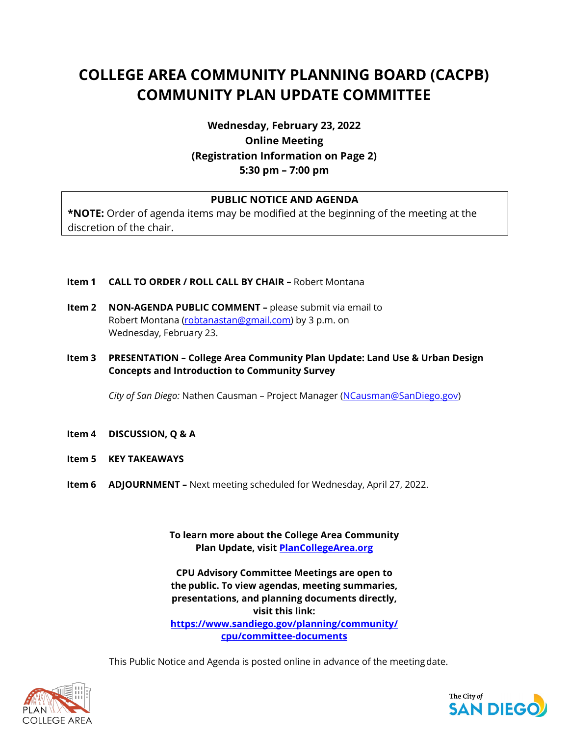# COLLEGE AREA COMMUNITY PLANNING BOARD (CACPB) COMMUNITY PLAN UPDATE COMMITTEE

**Wednesday, February 23, 2022**
**Online Meeting**
**(Registration Information on Page 2)**
**5:30 pm – 7:00 pm**

**PUBLIC NOTICE AND AGENDA**

***NOTE:** Order of agenda items may be modified at the beginning of the meeting at the discretion of the chair.

**Item 1** **CALL TO ORDER / ROLL CALL BY CHAIR –** Robert Montana

**Item 2** **NON-AGENDA PUBLIC COMMENT –** please submit via email to Robert Montana (robtanastan@gmail.com) by 3 p.m. on Wednesday, February 23.

**Item 3** **PRESENTATION – College Area Community Plan Update: Land Use & Urban Design Concepts and Introduction to Community Survey**

*City of San Diego:* Nathen Causman – Project Manager (NCausman@SanDiego.gov)

**Item 4** **DISCUSSION, Q & A**

**Item 5** **KEY TAKEAWAYS**

**Item 6** **ADJOURNMENT –** Next meeting scheduled for Wednesday, April 27, 2022.

**To learn more about the College Area Community Plan Update, visit PlanCollegeArea.org**

**CPU Advisory Committee Meetings are open to the public. To view agendas, meeting summaries, presentations, and planning documents directly, visit this link:**
**https://www.sandiego.gov/planning/community/cpu/committee-documents**

This Public Notice and Agenda is posted online in advance of the meeting date.

PLAN COLLEGE AREA

The City of SAN DIEGO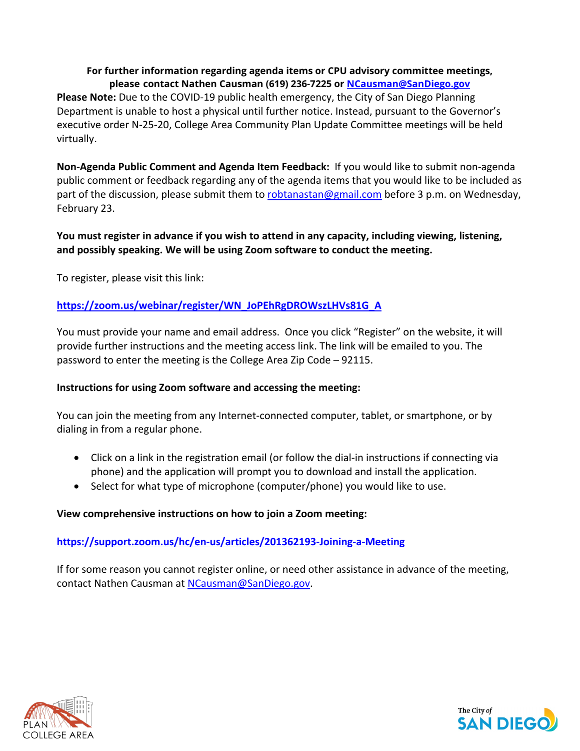**For further information regarding agenda items or CPU advisory committee meetings, please contact Nathen Causman (619) 236-7225 or NCausman@SanDiego.gov**

**Please Note:** Due to the COVID-19 public health emergency, the City of San Diego Planning Department is unable to host a physical until further notice. Instead, pursuant to the Governor's executive order N-25-20, College Area Community Plan Update Committee meetings will be held virtually.

**Non-Agenda Public Comment and Agenda Item Feedback:** If you would like to submit non-agenda public comment or feedback regarding any of the agenda items that you would like to be included as part of the discussion, please submit them to robtanastan@gmail.com before 3 p.m. on Wednesday, February 23.

**You must register in advance if you wish to attend in any capacity, including viewing, listening, and possibly speaking. We will be using Zoom software to conduct the meeting.**

To register, please visit this link:

**https://zoom.us/webinar/register/WN_JoPEhRgDROWszLHVs81G_A**

You must provide your name and email address. Once you click "Register" on the website, it will provide further instructions and the meeting access link. The link will be emailed to you. The password to enter the meeting is the College Area Zip Code – 92115.

**Instructions for using Zoom software and accessing the meeting:**

You can join the meeting from any Internet-connected computer, tablet, or smartphone, or by dialing in from a regular phone.

- Click on a link in the registration email (or follow the dial-in instructions if connecting via phone) and the application will prompt you to download and install the application.
- Select for what type of microphone (computer/phone) you would like to use.

**View comprehensive instructions on how to join a Zoom meeting:**

**https://support.zoom.us/hc/en-us/articles/201362193-Joining-a-Meeting**

If for some reason you cannot register online, or need other assistance in advance of the meeting, contact Nathen Causman at NCausman@SanDiego.gov.

PLAN COLLEGE AREA

The City of SAN DIEGO